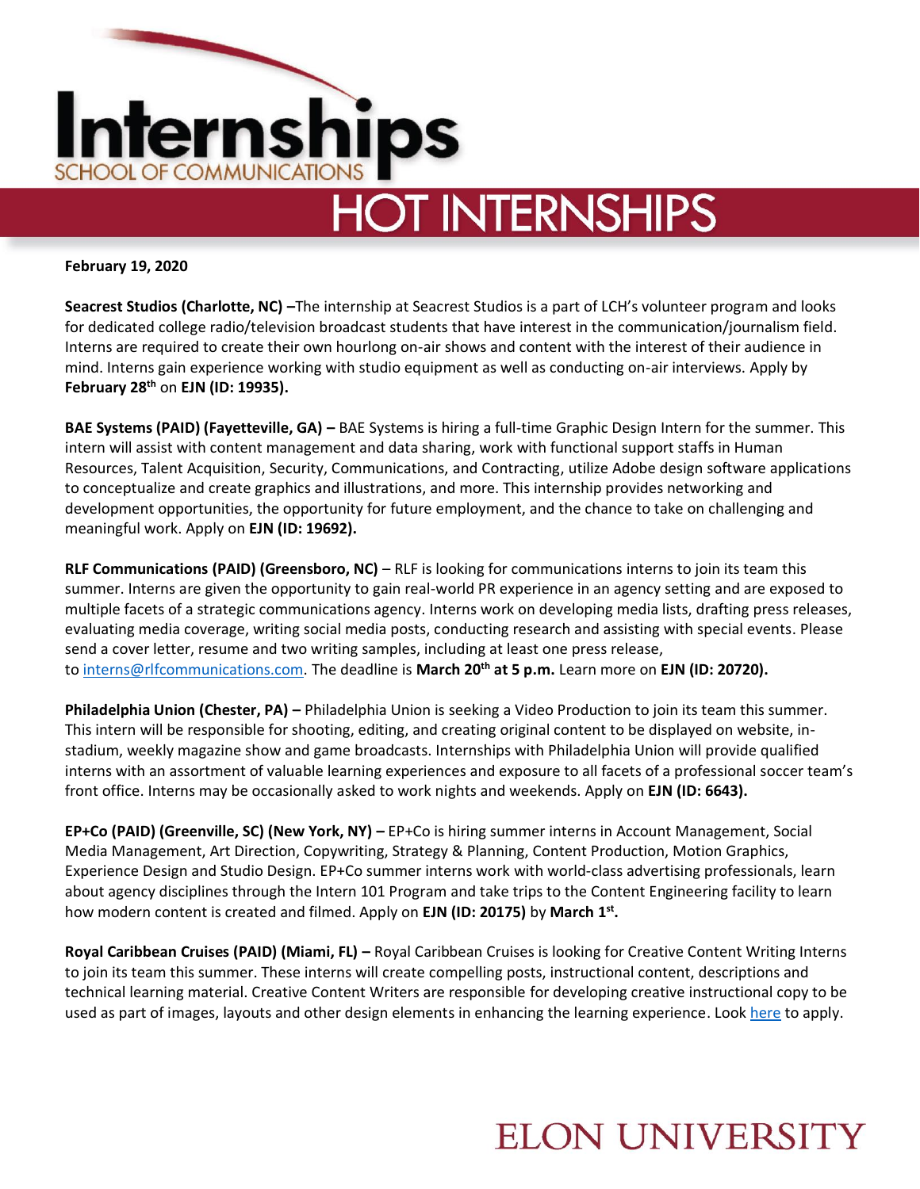# Internships

SCHOOL OF COMMUNICATIONS

## HOT INTERNSHIPS

**February 19, 2020**

**Seacrest Studios (Charlotte, NC) –**The internship at Seacrest Studios is a part of LCH's volunteer program and looks for dedicated college radio/television broadcast students that have interest in the communication/journalism field. Interns are required to create their own hourlong on-air shows and content with the interest of their audience in mind. Interns gain experience working with studio equipment as well as conducting on-air interviews. Apply by **February 28th** on **EJN (ID: 19935).**

**BAE Systems (PAID) (Fayetteville, GA) –** BAE Systems is hiring a full-time Graphic Design Intern for the summer. This intern will assist with content management and data sharing, work with functional support staffs in Human Resources, Talent Acquisition, Security, Communications, and Contracting, utilize Adobe design software applications to conceptualize and create graphics and illustrations, and more. This internship provides networking and development opportunities, the opportunity for future employment, and the chance to take on challenging and meaningful work. Apply on **EJN (ID: 19692).**

**RLF Communications (PAID) (Greensboro, NC)** – RLF is looking for communications interns to join its team this summer. Interns are given the opportunity to gain real-world PR experience in an agency setting and are exposed to multiple facets of a strategic communications agency. Interns work on developing media lists, drafting press releases, evaluating media coverage, writing social media posts, conducting research and assisting with special events. Please send a cover letter, resume and two writing samples, including at least one press release, to interns@rlfcommunications.com. The deadline is **March 20th at 5 p.m.** Learn more on **EJN (ID: 20720).**

**Philadelphia Union (Chester, PA) –** Philadelphia Union is seeking a Video Production to join its team this summer. This intern will be responsible for shooting, editing, and creating original content to be displayed on website, in-stadium, weekly magazine show and game broadcasts. Internships with Philadelphia Union will provide qualified interns with an assortment of valuable learning experiences and exposure to all facets of a professional soccer team's front office. Interns may be occasionally asked to work nights and weekends. Apply on **EJN (ID: 6643).**

**EP+Co (PAID) (Greenville, SC) (New York, NY) –** EP+Co is hiring summer interns in Account Management, Social Media Management, Art Direction, Copywriting, Strategy & Planning, Content Production, Motion Graphics, Experience Design and Studio Design. EP+Co summer interns work with world-class advertising professionals, learn about agency disciplines through the Intern 101 Program and take trips to the Content Engineering facility to learn how modern content is created and filmed. Apply on **EJN (ID: 20175)** by **March 1st.**

**Royal Caribbean Cruises (PAID) (Miami, FL) –** Royal Caribbean Cruises is looking for Creative Content Writing Interns to join its team this summer. These interns will create compelling posts, instructional content, descriptions and technical learning material. Creative Content Writers are responsible for developing creative instructional copy to be used as part of images, layouts and other design elements in enhancing the learning experience. Look here to apply.

ELON UNIVERSITY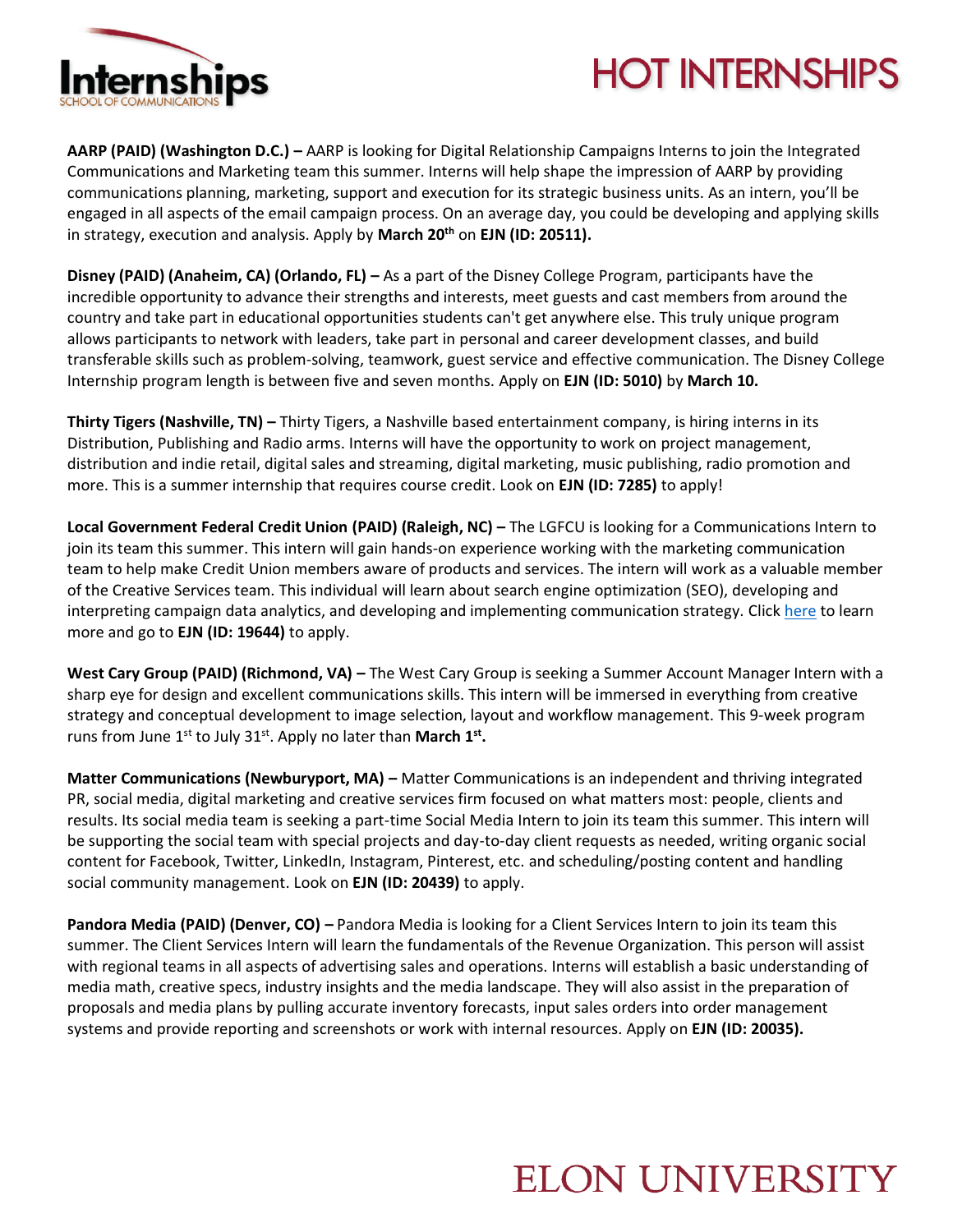# HOT INTERNSHIPS

**AARP (PAID) (Washington D.C.) –** AARP is looking for Digital Relationship Campaigns Interns to join the Integrated Communications and Marketing team this summer. Interns will help shape the impression of AARP by providing communications planning, marketing, support and execution for its strategic business units. As an intern, you'll be engaged in all aspects of the email campaign process. On an average day, you could be developing and applying skills in strategy, execution and analysis. Apply by **March 20th** on **EJN (ID: 20511).**

**Disney (PAID) (Anaheim, CA) (Orlando, FL) –** As a part of the Disney College Program, participants have the incredible opportunity to advance their strengths and interests, meet guests and cast members from around the country and take part in educational opportunities students can't get anywhere else. This truly unique program allows participants to network with leaders, take part in personal and career development classes, and build transferable skills such as problem-solving, teamwork, guest service and effective communication. The Disney College Internship program length is between five and seven months. Apply on **EJN (ID: 5010)** by **March 10.**

**Thirty Tigers (Nashville, TN) –** Thirty Tigers, a Nashville based entertainment company, is hiring interns in its Distribution, Publishing and Radio arms. Interns will have the opportunity to work on project management, distribution and indie retail, digital sales and streaming, digital marketing, music publishing, radio promotion and more. This is a summer internship that requires course credit. Look on **EJN (ID: 7285)** to apply!

**Local Government Federal Credit Union (PAID) (Raleigh, NC) –** The LGFCU is looking for a Communications Intern to join its team this summer. This intern will gain hands-on experience working with the marketing communication team to help make Credit Union members aware of products and services. The intern will work as a valuable member of the Creative Services team. This individual will learn about search engine optimization (SEO), developing and interpreting campaign data analytics, and developing and implementing communication strategy. Click here to learn more and go to **EJN (ID: 19644)** to apply.

**West Cary Group (PAID) (Richmond, VA) –** The West Cary Group is seeking a Summer Account Manager Intern with a sharp eye for design and excellent communications skills. This intern will be immersed in everything from creative strategy and conceptual development to image selection, layout and workflow management. This 9-week program runs from June 1st to July 31st. Apply no later than **March 1st.**

**Matter Communications (Newburyport, MA) –** Matter Communications is an independent and thriving integrated PR, social media, digital marketing and creative services firm focused on what matters most: people, clients and results. Its social media team is seeking a part-time Social Media Intern to join its team this summer. This intern will be supporting the social team with special projects and day-to-day client requests as needed, writing organic social content for Facebook, Twitter, LinkedIn, Instagram, Pinterest, etc. and scheduling/posting content and handling social community management. Look on **EJN (ID: 20439)** to apply.

**Pandora Media (PAID) (Denver, CO) –** Pandora Media is looking for a Client Services Intern to join its team this summer. The Client Services Intern will learn the fundamentals of the Revenue Organization. This person will assist with regional teams in all aspects of advertising sales and operations. Interns will establish a basic understanding of media math, creative specs, industry insights and the media landscape. They will also assist in the preparation of proposals and media plans by pulling accurate inventory forecasts, input sales orders into order management systems and provide reporting and screenshots or work with internal resources. Apply on **EJN (ID: 20035).**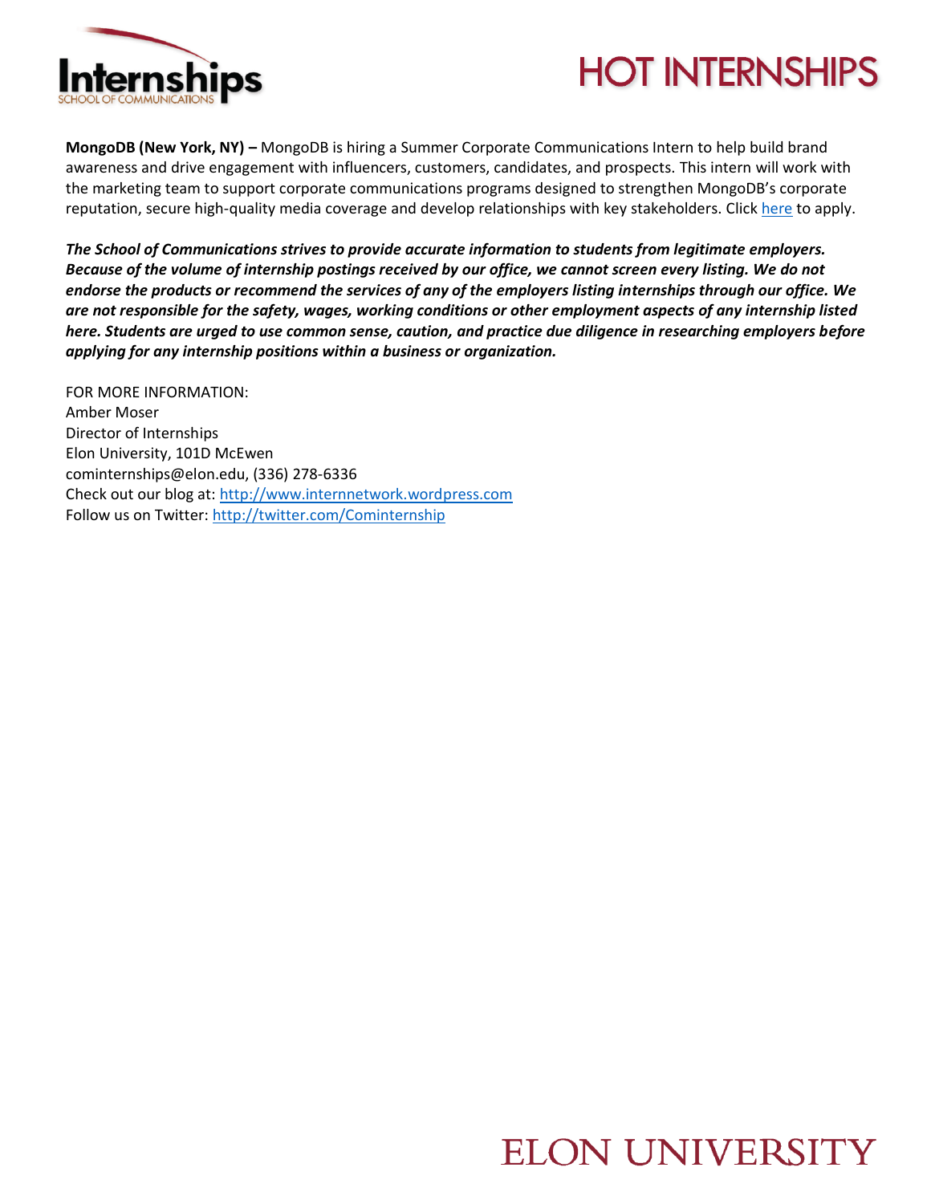**MongoDB (New York, NY) –** MongoDB is hiring a Summer Corporate Communications Intern to help build brand awareness and drive engagement with influencers, customers, candidates, and prospects. This intern will work with the marketing team to support corporate communications programs designed to strengthen MongoDB's corporate reputation, secure high-quality media coverage and develop relationships with key stakeholders. Click here to apply.

***The School of Communications strives to provide accurate information to students from legitimate employers. Because of the volume of internship postings received by our office, we cannot screen every listing. We do not endorse the products or recommend the services of any of the employers listing internships through our office. We are not responsible for the safety, wages, working conditions or other employment aspects of any internship listed here. Students are urged to use common sense, caution, and practice due diligence in researching employers before applying for any internship positions within a business or organization.***

FOR MORE INFORMATION:
Amber Moser
Director of Internships
Elon University, 101D McEwen
cominternships@elon.edu, (336) 278-6336
Check out our blog at: http://www.internnetwork.wordpress.com
Follow us on Twitter: http://twitter.com/Cominternship